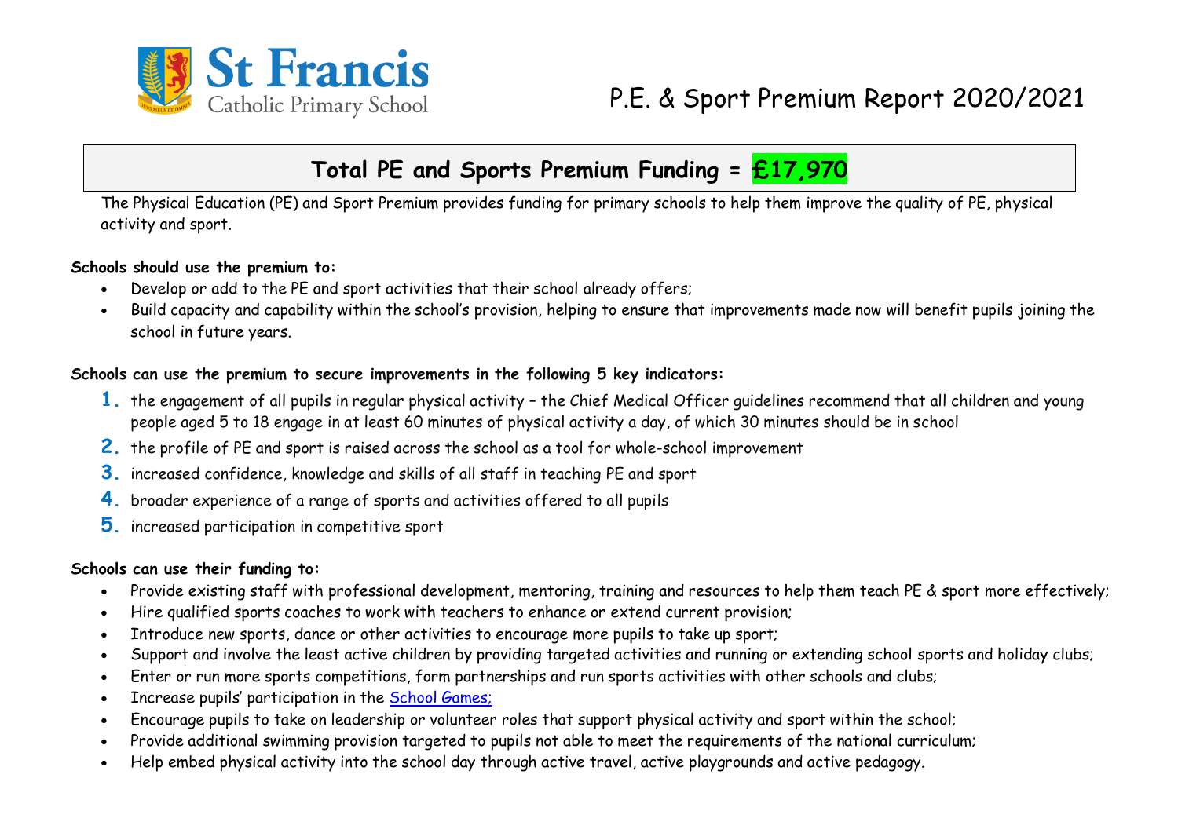# St Francis Catholic Primary School

# P.E. & Sport Premium Report 2020/2021

## Total PE and Sports Premium Funding = £17,970

The Physical Education (PE) and Sport Premium provides funding for primary schools to help them improve the quality of PE, physical activity and sport.

**Schools should use the premium to:**

- Develop or add to the PE and sport activities that their school already offers;
- Build capacity and capability within the school's provision, helping to ensure that improvements made now will benefit pupils joining the school in future years.

**Schools can use the premium to secure improvements in the following 5 key indicators:**

1. the engagement of all pupils in regular physical activity – the Chief Medical Officer guidelines recommend that all children and young people aged 5 to 18 engage in at least 60 minutes of physical activity a day, of which 30 minutes should be in school
2. the profile of PE and sport is raised across the school as a tool for whole-school improvement
3. increased confidence, knowledge and skills of all staff in teaching PE and sport
4. broader experience of a range of sports and activities offered to all pupils
5. increased participation in competitive sport

**Schools can use their funding to:**

- Provide existing staff with professional development, mentoring, training and resources to help them teach PE & sport more effectively;
- Hire qualified sports coaches to work with teachers to enhance or extend current provision;
- Introduce new sports, dance or other activities to encourage more pupils to take up sport;
- Support and involve the least active children by providing targeted activities and running or extending school sports and holiday clubs;
- Enter or run more sports competitions, form partnerships and run sports activities with other schools and clubs;
- Increase pupils' participation in the School Games;
- Encourage pupils to take on leadership or volunteer roles that support physical activity and sport within the school;
- Provide additional swimming provision targeted to pupils not able to meet the requirements of the national curriculum;
- Help embed physical activity into the school day through active travel, active playgrounds and active pedagogy.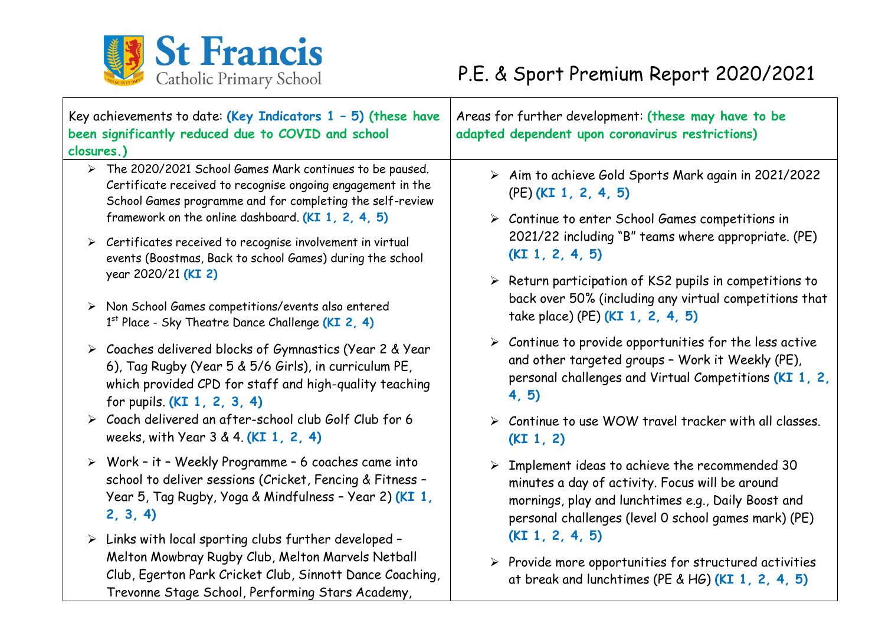# St Francis Catholic Primary School

## P.E. & Sport Premium Report 2020/2021

| Key achievements to date: **(Key Indicators 1 – 5) (these have been significantly reduced due to COVID and school closures.)** | Areas for further development: **(these may have to be adapted dependent upon coronavirus restrictions)** |
| --- | --- |
| ➢ The 2020/2021 School Games Mark continues to be paused. Certificate received to recognise ongoing engagement in the School Games programme and for completing the self-review framework on the online dashboard. **(KI 1, 2, 4, 5)**<br><br>➢ Certificates received to recognise involvement in virtual events (Boostmas, Back to school Games) during the school year 2020/21 **(KI 2)**<br><br>➢ Non School Games competitions/events also entered 1st Place - Sky Theatre Dance Challenge **(KI 2, 4)**<br><br>➢ Coaches delivered blocks of Gymnastics (Year 2 & Year 6), Tag Rugby (Year 5 & 5/6 Girls), in curriculum PE, which provided CPD for staff and high-quality teaching for pupils. **(KI 1, 2, 3, 4)**<br><br>➢ Coach delivered an after-school club Golf Club for 6 weeks, with Year 3 & 4. **(KI 1, 2, 4)**<br><br>➢ Work – it – Weekly Programme – 6 coaches came into school to deliver sessions (Cricket, Fencing & Fitness – Year 5, Tag Rugby, Yoga & Mindfulness – Year 2) **(KI 1, 2, 3, 4)**<br><br>➢ Links with local sporting clubs further developed – Melton Mowbray Rugby Club, Melton Marvels Netball Club, Egerton Park Cricket Club, Sinnott Dance Coaching, Trevonne Stage School, Performing Stars Academy, | ➢ Aim to achieve Gold Sports Mark again in 2021/2022 (PE) **(KI 1, 2, 4, 5)**<br><br>➢ Continue to enter School Games competitions in 2021/22 including "B" teams where appropriate. (PE) **(KI 1, 2, 4, 5)**<br><br>➢ Return participation of KS2 pupils in competitions to back over 50% (including any virtual competitions that take place) (PE) **(KI 1, 2, 4, 5)**<br><br>➢ Continue to provide opportunities for the less active and other targeted groups – Work it Weekly (PE), personal challenges and Virtual Competitions **(KI 1, 2, 4, 5)**<br><br>➢ Continue to use WOW travel tracker with all classes. **(KI 1, 2)**<br><br>➢ Implement ideas to achieve the recommended 30 minutes a day of activity. Focus will be around mornings, play and lunchtimes e.g., Daily Boost and personal challenges (level 0 school games mark) (PE) **(KI 1, 2, 4, 5)**<br><br>➢ Provide more opportunities for structured activities at break and lunchtimes (PE & HG) **(KI 1, 2, 4, 5)** |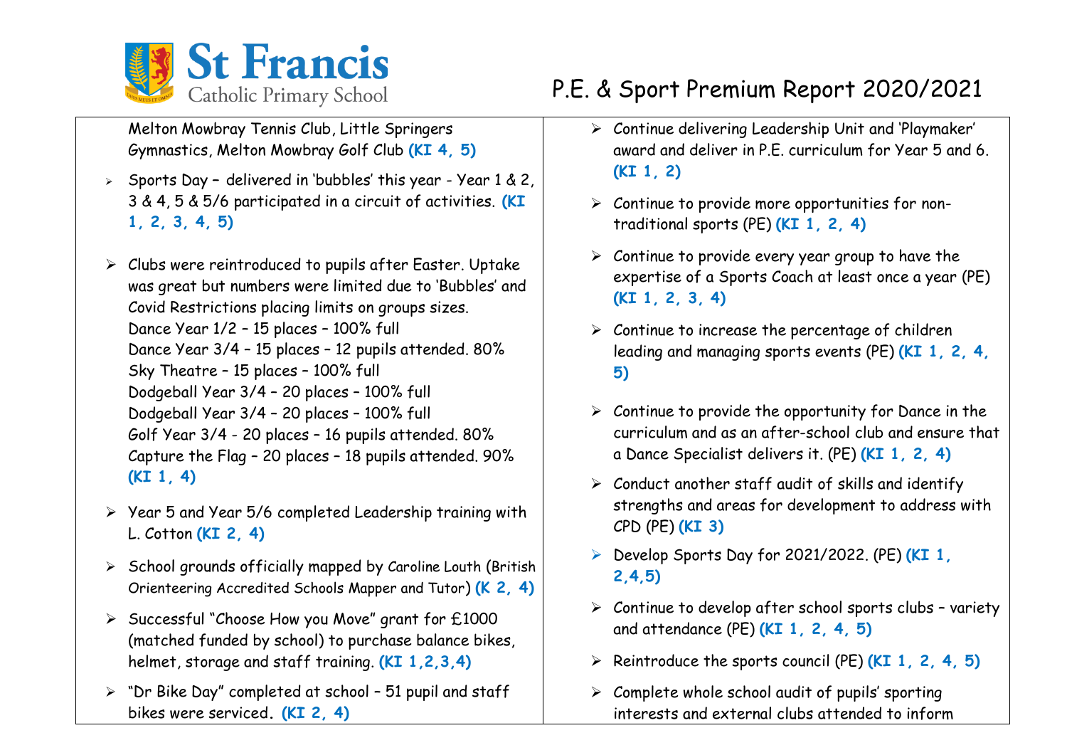Melton Mowbray Tennis Club, Little Springers Gymnastics, Melton Mowbray Golf Club **(KI 4, 5)**

- Sports Day – delivered in 'bubbles' this year - Year 1 & 2, 3 & 4, 5 & 5/6 participated in a circuit of activities. **(KI 1, 2, 3, 4, 5)**
- Clubs were reintroduced to pupils after Easter. Uptake was great but numbers were limited due to 'Bubbles' and Covid Restrictions placing limits on groups sizes.
  Dance Year 1/2 – 15 places – 100% full
  Dance Year 3/4 – 15 places – 12 pupils attended. 80%
  Sky Theatre – 15 places – 100% full
  Dodgeball Year 3/4 – 20 places – 100% full
  Dodgeball Year 3/4 – 20 places – 100% full
  Golf Year 3/4 - 20 places – 16 pupils attended. 80%
  Capture the Flag – 20 places – 18 pupils attended. 90%
  **(KI 1, 4)**
- Year 5 and Year 5/6 completed Leadership training with L. Cotton **(KI 2, 4)**
- School grounds officially mapped by Caroline Louth (British Orienteering Accredited Schools Mapper and Tutor) **(K 2, 4)**
- Successful "Choose How you Move" grant for £1000 (matched funded by school) to purchase balance bikes, helmet, storage and staff training. **(KI 1,2,3,4)**
- "Dr Bike Day" completed at school – 51 pupil and staff bikes were serviced. **(KI 2, 4)**

- Continue delivering Leadership Unit and 'Playmaker' award and deliver in P.E. curriculum for Year 5 and 6. **(KI 1, 2)**
- Continue to provide more opportunities for non-traditional sports (PE) **(KI 1, 2, 4)**
- Continue to provide every year group to have the expertise of a Sports Coach at least once a year (PE) **(KI 1, 2, 3, 4)**
- Continue to increase the percentage of children leading and managing sports events (PE) **(KI 1, 2, 4, 5)**
- Continue to provide the opportunity for Dance in the curriculum and as an after-school club and ensure that a Dance Specialist delivers it. (PE) **(KI 1, 2, 4)**
- Conduct another staff audit of skills and identify strengths and areas for development to address with CPD (PE) **(KI 3)**
- Develop Sports Day for 2021/2022. (PE) **(KI 1, 2,4,5)**
- Continue to develop after school sports clubs – variety and attendance (PE) **(KI 1, 2, 4, 5)**
- Reintroduce the sports council (PE) **(KI 1, 2, 4, 5)**
- Complete whole school audit of pupils' sporting interests and external clubs attended to inform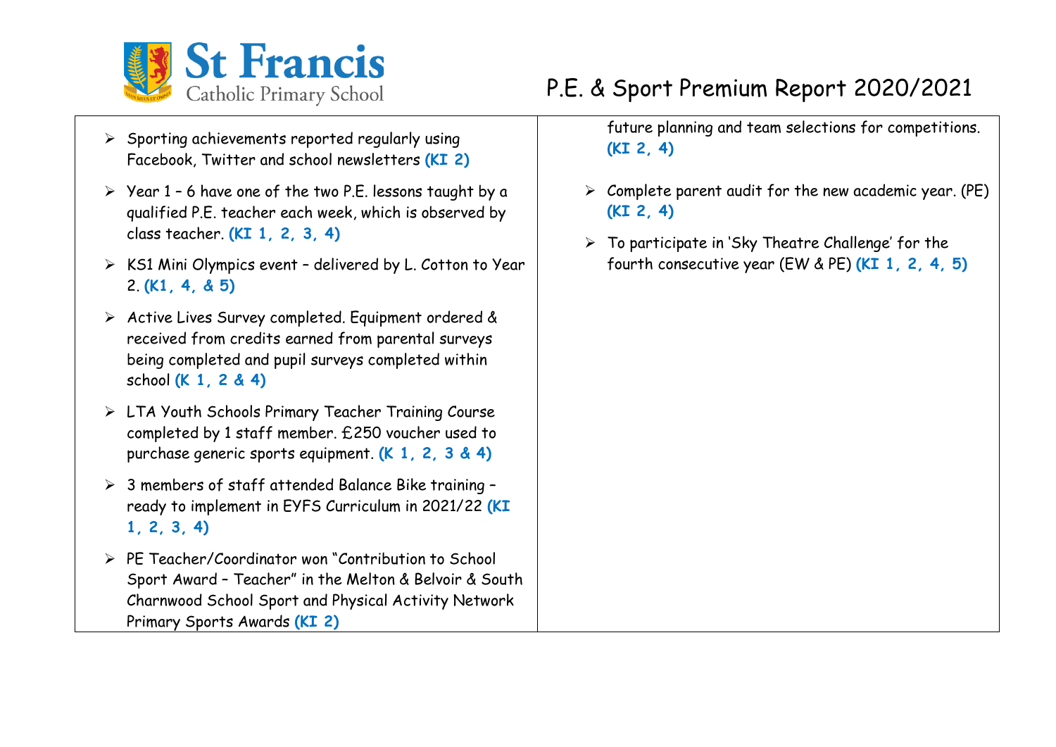| | |
|---|---|
| ➢ Sporting achievements reported regularly using Facebook, Twitter and school newsletters **(KI 2)**<br><br>➢ Year 1 – 6 have one of the two P.E. lessons taught by a qualified P.E. teacher each week, which is observed by class teacher. **(KI 1, 2, 3, 4)**<br><br>➢ KS1 Mini Olympics event – delivered by L. Cotton to Year 2. **(K1, 4, & 5)**<br><br>➢ Active Lives Survey completed. Equipment ordered & received from credits earned from parental surveys being completed and pupil surveys completed within school **(K 1, 2 & 4)**<br><br>➢ LTA Youth Schools Primary Teacher Training Course completed by 1 staff member. £250 voucher used to purchase generic sports equipment. **(K 1, 2, 3 & 4)**<br><br>➢ 3 members of staff attended Balance Bike training – ready to implement in EYFS Curriculum in 2021/22 **(KI 1, 2, 3, 4)**<br><br>➢ PE Teacher/Coordinator won "Contribution to School Sport Award – Teacher" in the Melton & Belvoir & South Charnwood School Sport and Physical Activity Network Primary Sports Awards **(KI 2)** | future planning and team selections for competitions. **(KI 2, 4)**<br><br>➢ Complete parent audit for the new academic year. (PE) **(KI 2, 4)**<br><br>➢ To participate in 'Sky Theatre Challenge' for the fourth consecutive year (EW & PE) **(KI 1, 2, 4, 5)** |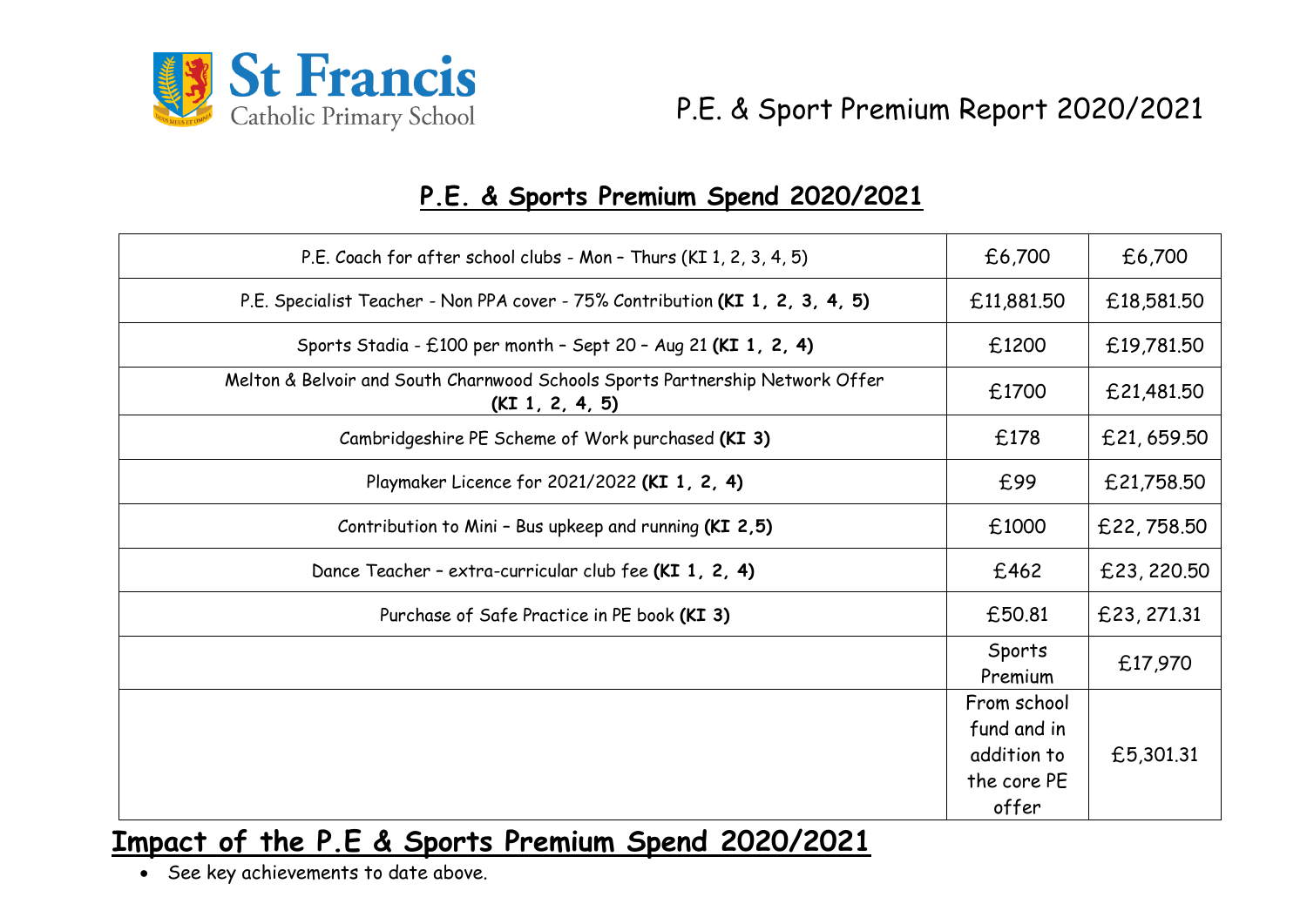St Francis Catholic Primary School

P.E. & Sport Premium Report 2020/2021

## P.E. & Sports Premium Spend 2020/2021

| | | |
|---|---|---|
| P.E. Coach for after school clubs - Mon – Thurs (KI 1, 2, 3, 4, 5) | £6,700 | £6,700 |
| P.E. Specialist Teacher - Non PPA cover - 75% Contribution **(KI 1, 2, 3, 4, 5)** | £11,881.50 | £18,581.50 |
| Sports Stadia - £100 per month – Sept 20 – Aug 21 **(KI 1, 2, 4)** | £1200 | £19,781.50 |
| Melton & Belvoir and South Charnwood Schools Sports Partnership Network Offer **(KI 1, 2, 4, 5)** | £1700 | £21,481.50 |
| Cambridgeshire PE Scheme of Work purchased **(KI 3)** | £178 | £21, 659.50 |
| Playmaker Licence for 2021/2022 **(KI 1, 2, 4)** | £99 | £21,758.50 |
| Contribution to Mini – Bus upkeep and running **(KI 2,5)** | £1000 | £22, 758.50 |
| Dance Teacher – extra-curricular club fee **(KI 1, 2, 4)** | £462 | £23, 220.50 |
| Purchase of Safe Practice in PE book **(KI 3)** | £50.81 | £23, 271.31 |
| | Sports Premium | £17,970 |
| | From school fund and in addition to the core PE offer | £5,301.31 |

## Impact of the P.E & Sports Premium Spend 2020/2021

- See key achievements to date above.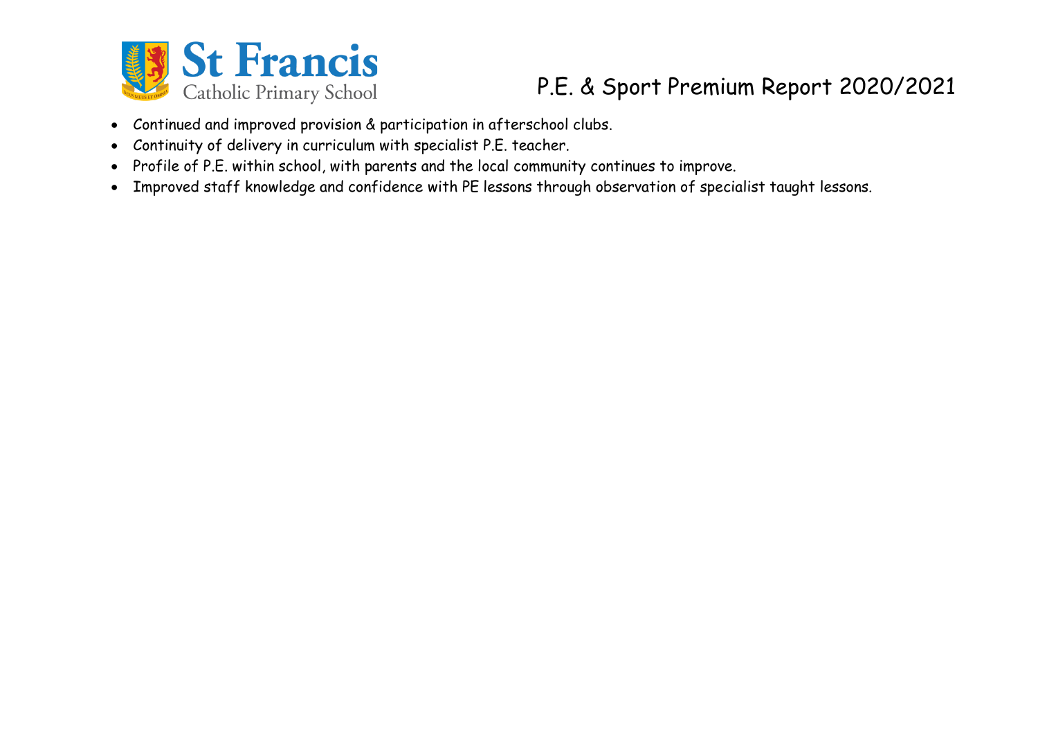- Continued and improved provision & participation in afterschool clubs.
- Continuity of delivery in curriculum with specialist P.E. teacher.
- Profile of P.E. within school, with parents and the local community continues to improve.
- Improved staff knowledge and confidence with PE lessons through observation of specialist taught lessons.